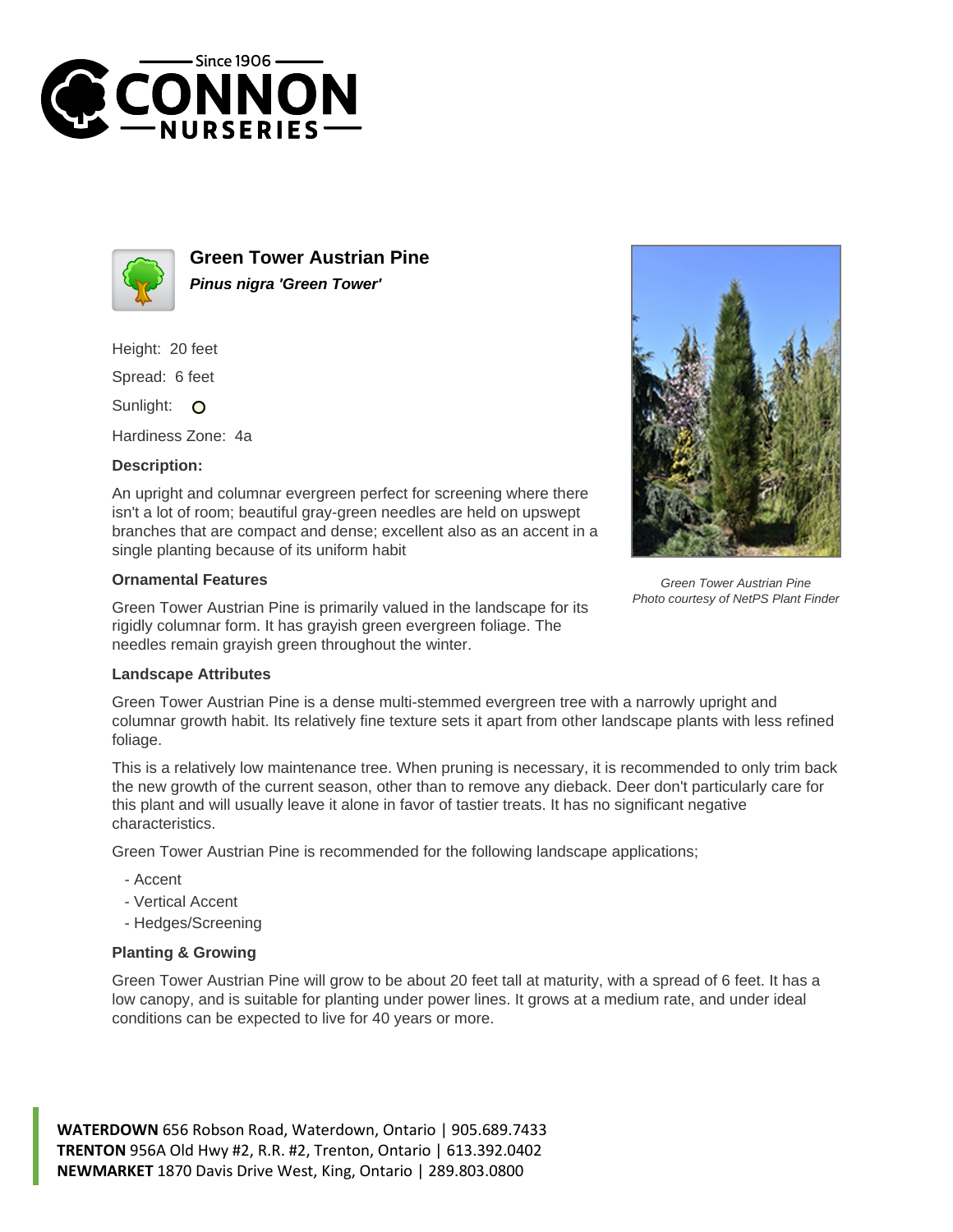# Green Tower Austrian Pine

***Pinus nigra 'Green Tower'***

Height: 20 feet

Spread: 6 feet

Sunlight:

Hardiness Zone: 4a

### Description:

An upright and columnar evergreen perfect for screening where there isn't a lot of room; beautiful gray-green needles are held on upswept branches that are compact and dense; excellent also as an accent in a single planting because of its uniform habit

*Green Tower Austrian Pine*
*Photo courtesy of NetPS Plant Finder*

### Ornamental Features

Green Tower Austrian Pine is primarily valued in the landscape for its rigidly columnar form. It has grayish green evergreen foliage. The needles remain grayish green throughout the winter.

### Landscape Attributes

Green Tower Austrian Pine is a dense multi-stemmed evergreen tree with a narrowly upright and columnar growth habit. Its relatively fine texture sets it apart from other landscape plants with less refined foliage.

This is a relatively low maintenance tree. When pruning is necessary, it is recommended to only trim back the new growth of the current season, other than to remove any dieback. Deer don't particularly care for this plant and will usually leave it alone in favor of tastier treats. It has no significant negative characteristics.

Green Tower Austrian Pine is recommended for the following landscape applications;

- Accent
- Vertical Accent
- Hedges/Screening

### Planting & Growing

Green Tower Austrian Pine will grow to be about 20 feet tall at maturity, with a spread of 6 feet. It has a low canopy, and is suitable for planting under power lines. It grows at a medium rate, and under ideal conditions can be expected to live for 40 years or more.

**WATERDOWN** 656 Robson Road, Waterdown, Ontario | 905.689.7433
**TRENTON** 956A Old Hwy #2, R.R. #2, Trenton, Ontario | 613.392.0402
**NEWMARKET** 1870 Davis Drive West, King, Ontario | 289.803.0800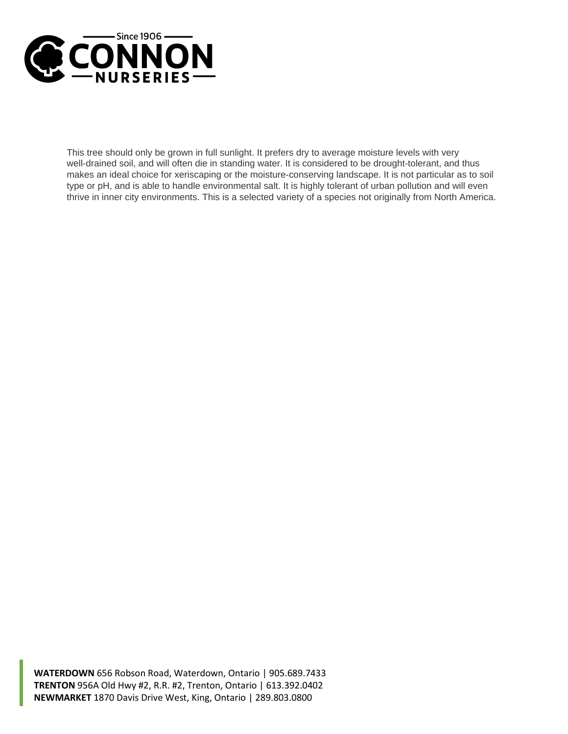This tree should only be grown in full sunlight. It prefers dry to average moisture levels with very well-drained soil, and will often die in standing water. It is considered to be drought-tolerant, and thus makes an ideal choice for xeriscaping or the moisture-conserving landscape. It is not particular as to soil type or pH, and is able to handle environmental salt. It is highly tolerant of urban pollution and will even thrive in inner city environments. This is a selected variety of a species not originally from North America.